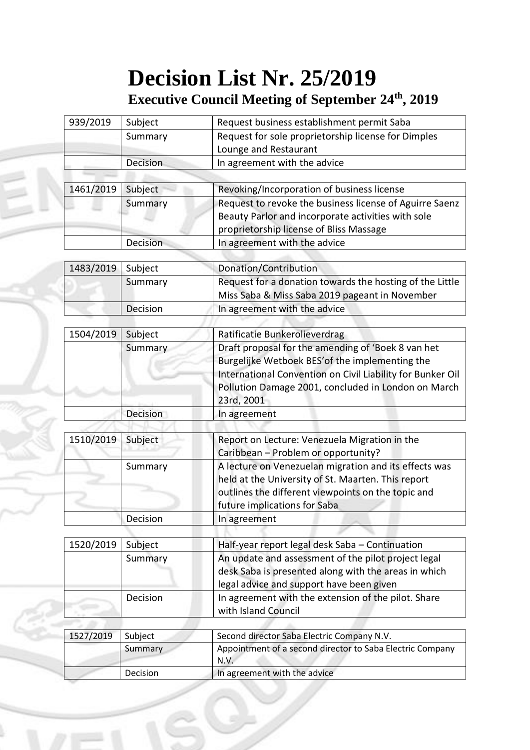# Decision List Nr. 25/2019

## Executive Council Meeting of September 24th, 2019

| 939/2019 | Subject | Request business establishment permit Saba |
|---|---|---|
| | Summary | Request for sole proprietorship license for Dimples Lounge and Restaurant |
| | Decision | In agreement with the advice |

| 1461/2019 | Subject | Revoking/Incorporation of business license |
|---|---|---|
| | Summary | Request to revoke the business license of Aguirre Saenz Beauty Parlor and incorporate activities with sole proprietorship license of Bliss Massage |
| | Decision | In agreement with the advice |

| 1483/2019 | Subject | Donation/Contribution |
|---|---|---|
| | Summary | Request for a donation towards the hosting of the Little Miss Saba & Miss Saba 2019 pageant in November |
| | Decision | In agreement with the advice |

| 1504/2019 | Subject | Ratificatie Bunkerolieverdrag |
|---|---|---|
| | Summary | Draft proposal for the amending of 'Boek 8 van het Burgelijke Wetboek BES'of the implementing the International Convention on Civil Liability for Bunker Oil Pollution Damage 2001, concluded in London on March 23rd, 2001 |
| | Decision | In agreement |

| 1510/2019 | Subject | Report on Lecture: Venezuela Migration in the Caribbean – Problem or opportunity? |
|---|---|---|
| | Summary | A lecture on Venezuelan migration and its effects was held at the University of St. Maarten. This report outlines the different viewpoints on the topic and future implications for Saba |
| | Decision | In agreement |

| 1520/2019 | Subject | Half-year report legal desk Saba – Continuation |
|---|---|---|
| | Summary | An update and assessment of the pilot project legal desk Saba is presented along with the areas in which legal advice and support have been given |
| | Decision | In agreement with the extension of the pilot. Share with Island Council |

| 1527/2019 | Subject | Second director Saba Electric Company N.V. |
|---|---|---|
| | Summary | Appointment of a second director to Saba Electric Company N.V. |
| | Decision | In agreement with the advice |